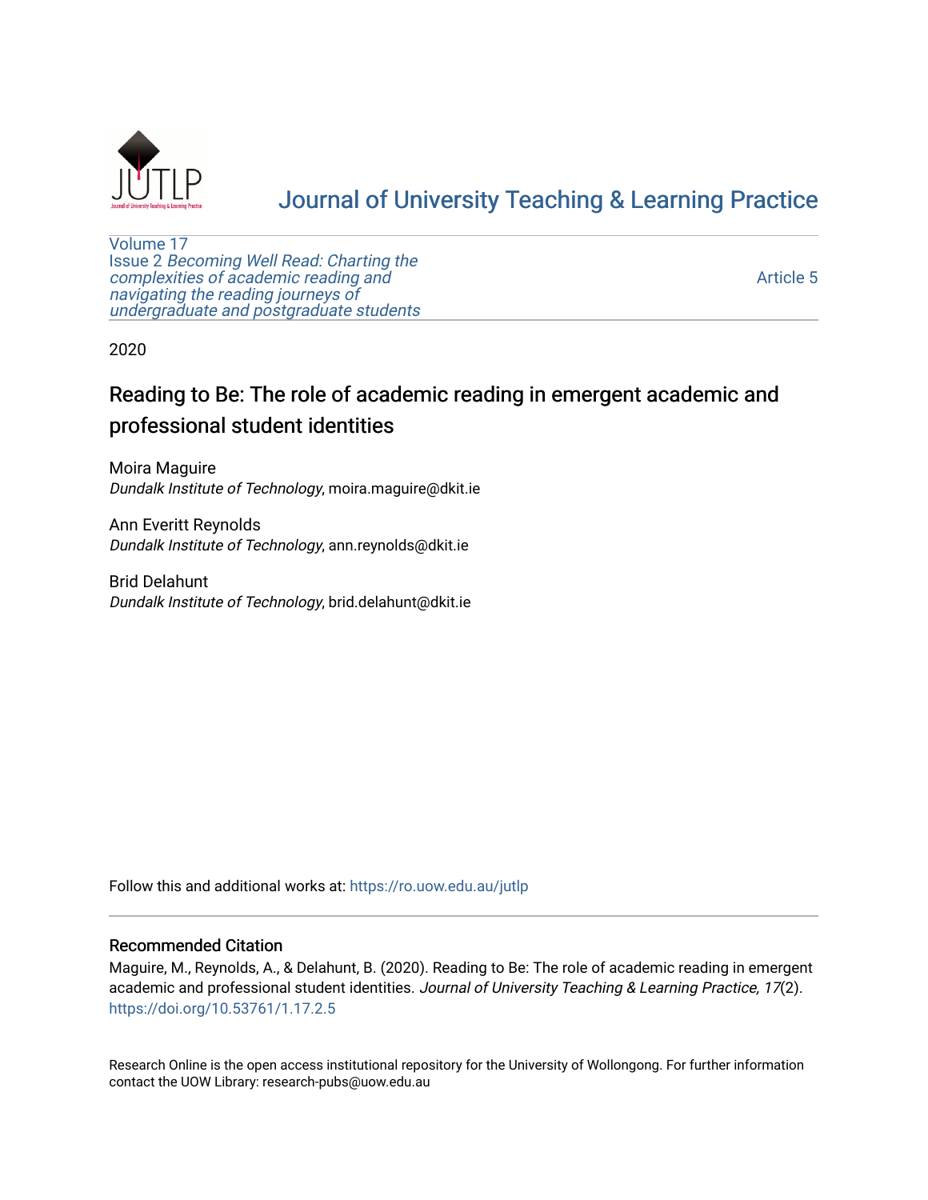# Journal of University Teaching & Learning Practice

Volume 17
Issue 2 *Becoming Well Read: Charting the complexities of academic reading and navigating the reading journeys of undergraduate and postgraduate students*

Article 5

2020

## Reading to Be: The role of academic reading in emergent academic and professional student identities

Moira Maguire
*Dundalk Institute of Technology*, moira.maguire@dkit.ie

Ann Everitt Reynolds
*Dundalk Institute of Technology*, ann.reynolds@dkit.ie

Brid Delahunt
*Dundalk Institute of Technology*, brid.delahunt@dkit.ie

Follow this and additional works at: https://ro.uow.edu.au/jutlp

### Recommended Citation

Maguire, M., Reynolds, A., & Delahunt, B. (2020). Reading to Be: The role of academic reading in emergent academic and professional student identities. *Journal of University Teaching & Learning Practice, 17*(2). https://doi.org/10.53761/1.17.2.5

Research Online is the open access institutional repository for the University of Wollongong. For further information contact the UOW Library: research-pubs@uow.edu.au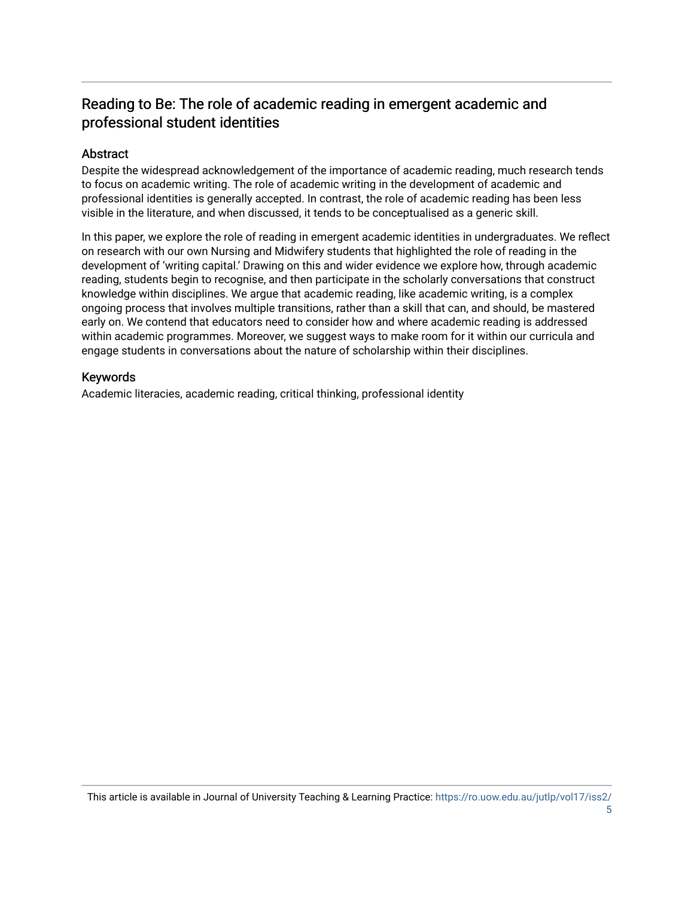## Reading to Be: The role of academic reading in emergent academic and professional student identities

### Abstract

Despite the widespread acknowledgement of the importance of academic reading, much research tends to focus on academic writing. The role of academic writing in the development of academic and professional identities is generally accepted. In contrast, the role of academic reading has been less visible in the literature, and when discussed, it tends to be conceptualised as a generic skill.

In this paper, we explore the role of reading in emergent academic identities in undergraduates. We reflect on research with our own Nursing and Midwifery students that highlighted the role of reading in the development of 'writing capital.' Drawing on this and wider evidence we explore how, through academic reading, students begin to recognise, and then participate in the scholarly conversations that construct knowledge within disciplines. We argue that academic reading, like academic writing, is a complex ongoing process that involves multiple transitions, rather than a skill that can, and should, be mastered early on. We contend that educators need to consider how and where academic reading is addressed within academic programmes. Moreover, we suggest ways to make room for it within our curricula and engage students in conversations about the nature of scholarship within their disciplines.

### Keywords

Academic literacies, academic reading, critical thinking, professional identity

This article is available in Journal of University Teaching & Learning Practice: https://ro.uow.edu.au/jutlp/vol17/iss2/5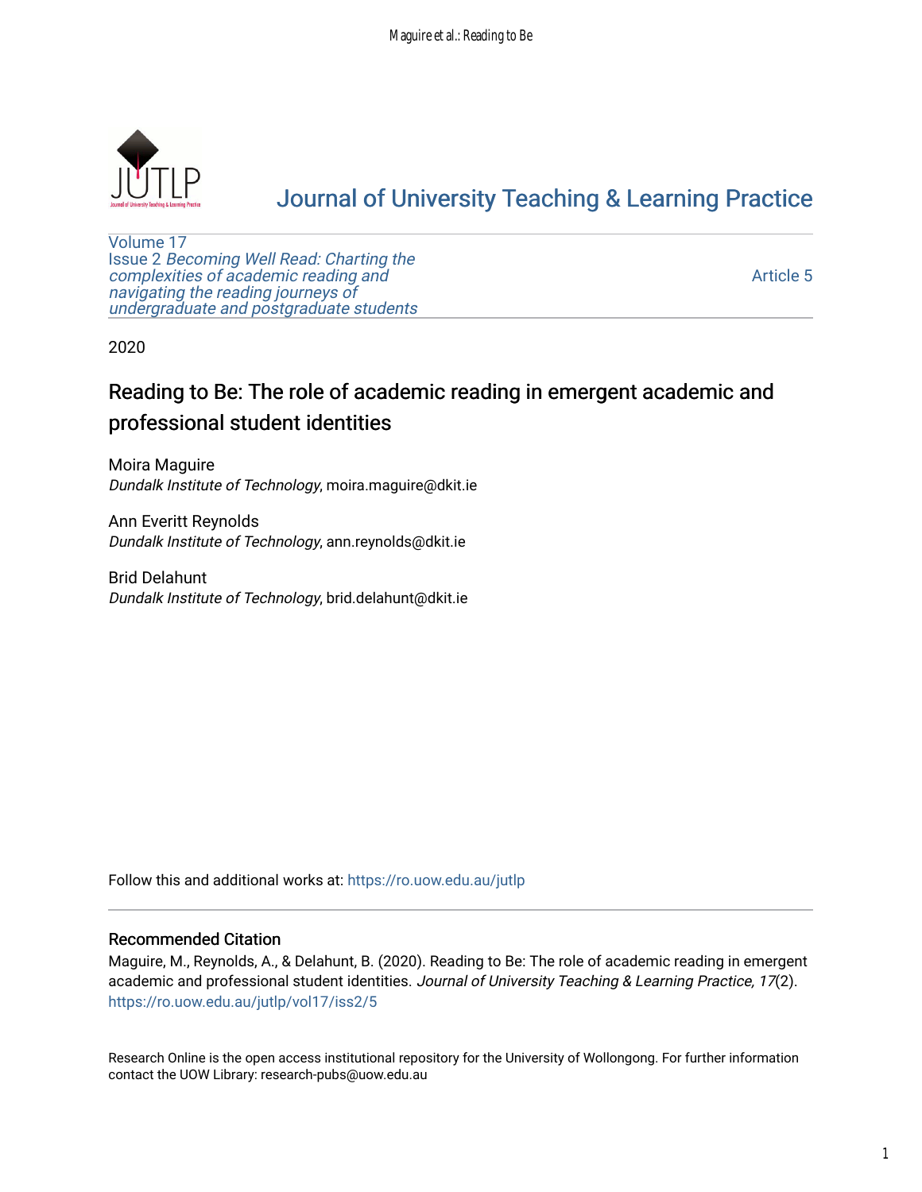Volume 17
Issue 2 *Becoming Well Read: Charting the complexities of academic reading and navigating the reading journeys of undergraduate and postgraduate students*

Article 5

2020

# Reading to Be: The role of academic reading in emergent academic and professional student identities

Moira Maguire
*Dundalk Institute of Technology*, moira.maguire@dkit.ie

Ann Everitt Reynolds
*Dundalk Institute of Technology*, ann.reynolds@dkit.ie

Brid Delahunt
*Dundalk Institute of Technology*, brid.delahunt@dkit.ie

Follow this and additional works at: https://ro.uow.edu.au/jutlp

## Recommended Citation

Maguire, M., Reynolds, A., & Delahunt, B. (2020). Reading to Be: The role of academic reading in emergent academic and professional student identities. *Journal of University Teaching & Learning Practice, 17*(2). https://ro.uow.edu.au/jutlp/vol17/iss2/5

Research Online is the open access institutional repository for the University of Wollongong. For further information contact the UOW Library: research-pubs@uow.edu.au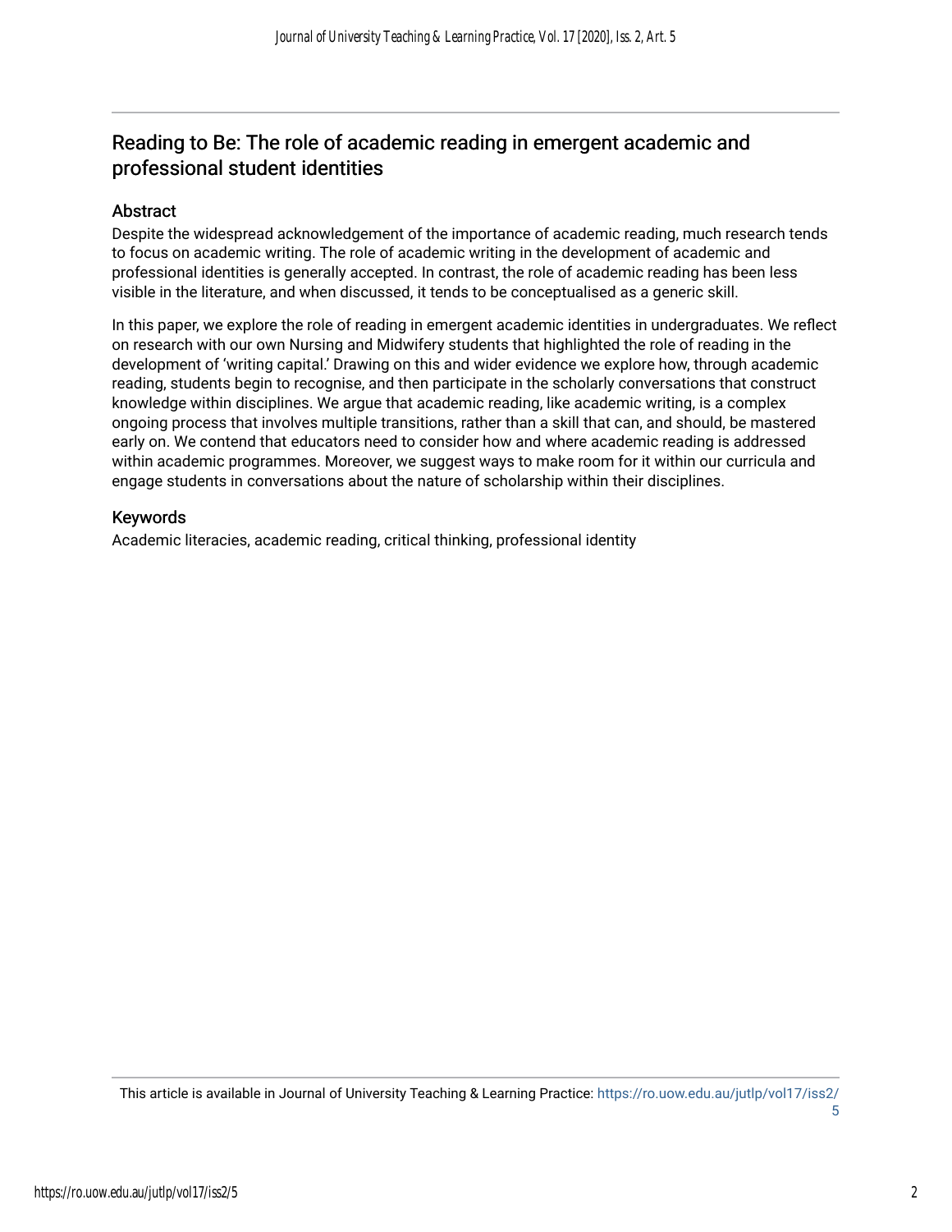## Reading to Be: The role of academic reading in emergent academic and professional student identities

### Abstract

Despite the widespread acknowledgement of the importance of academic reading, much research tends to focus on academic writing. The role of academic writing in the development of academic and professional identities is generally accepted. In contrast, the role of academic reading has been less visible in the literature, and when discussed, it tends to be conceptualised as a generic skill.

In this paper, we explore the role of reading in emergent academic identities in undergraduates. We reflect on research with our own Nursing and Midwifery students that highlighted the role of reading in the development of 'writing capital.' Drawing on this and wider evidence we explore how, through academic reading, students begin to recognise, and then participate in the scholarly conversations that construct knowledge within disciplines. We argue that academic reading, like academic writing, is a complex ongoing process that involves multiple transitions, rather than a skill that can, and should, be mastered early on. We contend that educators need to consider how and where academic reading is addressed within academic programmes. Moreover, we suggest ways to make room for it within our curricula and engage students in conversations about the nature of scholarship within their disciplines.

### Keywords

Academic literacies, academic reading, critical thinking, professional identity

This article is available in Journal of University Teaching & Learning Practice: https://ro.uow.edu.au/jutlp/vol17/iss2/5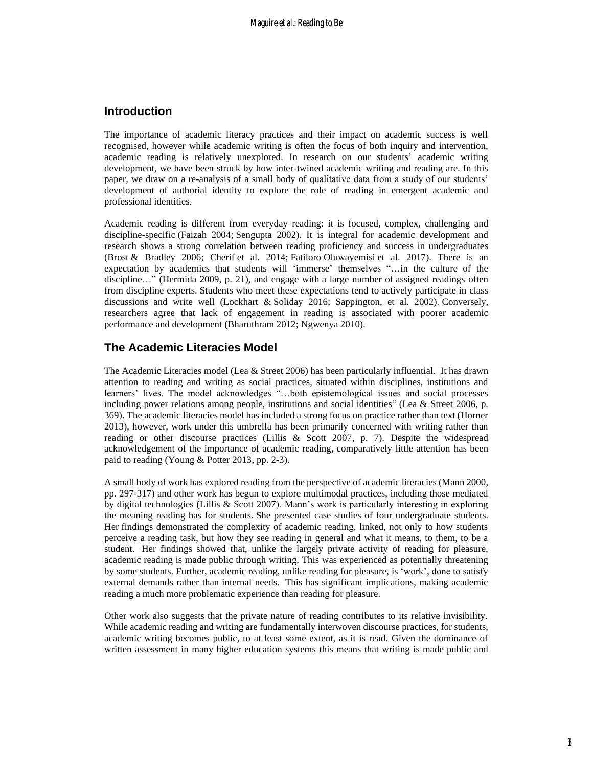## Introduction

The importance of academic literacy practices and their impact on academic success is well recognised, however while academic writing is often the focus of both inquiry and intervention, academic reading is relatively unexplored. In research on our students' academic writing development, we have been struck by how inter-twined academic writing and reading are. In this paper, we draw on a re-analysis of a small body of qualitative data from a study of our students' development of authorial identity to explore the role of reading in emergent academic and professional identities.

Academic reading is different from everyday reading: it is focused, complex, challenging and discipline-specific (Faizah 2004; Sengupta 2002). It is integral for academic development and research shows a strong correlation between reading proficiency and success in undergraduates (Brost & Bradley 2006; Cherif et al. 2014; Fatiloro Oluwayemisi et al. 2017). There is an expectation by academics that students will 'immerse' themselves "…in the culture of the discipline…" (Hermida 2009, p. 21), and engage with a large number of assigned readings often from discipline experts. Students who meet these expectations tend to actively participate in class discussions and write well (Lockhart & Soliday 2016; Sappington, et al. 2002). Conversely, researchers agree that lack of engagement in reading is associated with poorer academic performance and development (Bharuthram 2012; Ngwenya 2010).

## The Academic Literacies Model

The Academic Literacies model (Lea & Street 2006) has been particularly influential. It has drawn attention to reading and writing as social practices, situated within disciplines, institutions and learners' lives. The model acknowledges "…both epistemological issues and social processes including power relations among people, institutions and social identities" (Lea & Street 2006, p. 369). The academic literacies model has included a strong focus on practice rather than text (Horner 2013), however, work under this umbrella has been primarily concerned with writing rather than reading or other discourse practices (Lillis & Scott 2007, p. 7). Despite the widespread acknowledgement of the importance of academic reading, comparatively little attention has been paid to reading (Young & Potter 2013, pp. 2-3).

A small body of work has explored reading from the perspective of academic literacies (Mann 2000, pp. 297-317) and other work has begun to explore multimodal practices, including those mediated by digital technologies (Lillis & Scott 2007). Mann's work is particularly interesting in exploring the meaning reading has for students. She presented case studies of four undergraduate students. Her findings demonstrated the complexity of academic reading, linked, not only to how students perceive a reading task, but how they see reading in general and what it means, to them, to be a student. Her findings showed that, unlike the largely private activity of reading for pleasure, academic reading is made public through writing. This was experienced as potentially threatening by some students. Further, academic reading, unlike reading for pleasure, is 'work', done to satisfy external demands rather than internal needs. This has significant implications, making academic reading a much more problematic experience than reading for pleasure.

Other work also suggests that the private nature of reading contributes to its relative invisibility. While academic reading and writing are fundamentally interwoven discourse practices, for students, academic writing becomes public, to at least some extent, as it is read. Given the dominance of written assessment in many higher education systems this means that writing is made public and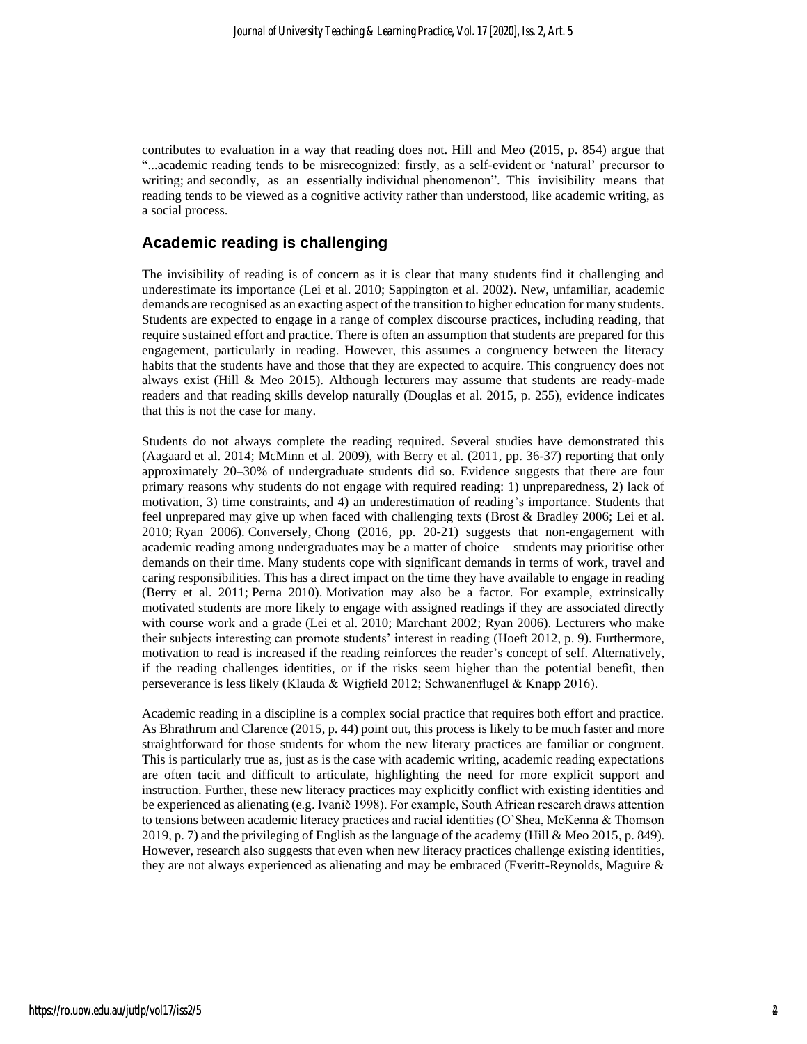contributes to evaluation in a way that reading does not. Hill and Meo (2015, p. 854) argue that "...academic reading tends to be misrecognized: firstly, as a self-evident or 'natural' precursor to writing; and secondly, as an essentially individual phenomenon". This invisibility means that reading tends to be viewed as a cognitive activity rather than understood, like academic writing, as a social process.

## Academic reading is challenging

The invisibility of reading is of concern as it is clear that many students find it challenging and underestimate its importance (Lei et al. 2010; Sappington et al. 2002). New, unfamiliar, academic demands are recognised as an exacting aspect of the transition to higher education for many students. Students are expected to engage in a range of complex discourse practices, including reading, that require sustained effort and practice. There is often an assumption that students are prepared for this engagement, particularly in reading. However, this assumes a congruency between the literacy habits that the students have and those that they are expected to acquire. This congruency does not always exist (Hill & Meo 2015). Although lecturers may assume that students are ready-made readers and that reading skills develop naturally (Douglas et al. 2015, p. 255), evidence indicates that this is not the case for many.

Students do not always complete the reading required. Several studies have demonstrated this (Aagaard et al. 2014; McMinn et al. 2009), with Berry et al. (2011, pp. 36-37) reporting that only approximately 20–30% of undergraduate students did so. Evidence suggests that there are four primary reasons why students do not engage with required reading: 1) unpreparedness, 2) lack of motivation, 3) time constraints, and 4) an underestimation of reading's importance. Students that feel unprepared may give up when faced with challenging texts (Brost & Bradley 2006; Lei et al. 2010; Ryan 2006). Conversely, Chong (2016, pp. 20-21) suggests that non-engagement with academic reading among undergraduates may be a matter of choice – students may prioritise other demands on their time. Many students cope with significant demands in terms of work, travel and caring responsibilities. This has a direct impact on the time they have available to engage in reading (Berry et al. 2011; Perna 2010). Motivation may also be a factor. For example, extrinsically motivated students are more likely to engage with assigned readings if they are associated directly with course work and a grade (Lei et al. 2010; Marchant 2002; Ryan 2006). Lecturers who make their subjects interesting can promote students' interest in reading (Hoeft 2012, p. 9). Furthermore, motivation to read is increased if the reading reinforces the reader's concept of self. Alternatively, if the reading challenges identities, or if the risks seem higher than the potential benefit, then perseverance is less likely (Klauda & Wigfield 2012; Schwanenflugel & Knapp 2016).

Academic reading in a discipline is a complex social practice that requires both effort and practice. As Bhrathrum and Clarence (2015, p. 44) point out, this process is likely to be much faster and more straightforward for those students for whom the new literary practices are familiar or congruent. This is particularly true as, just as is the case with academic writing, academic reading expectations are often tacit and difficult to articulate, highlighting the need for more explicit support and instruction. Further, these new literacy practices may explicitly conflict with existing identities and be experienced as alienating (e.g. Ivanič 1998). For example, South African research draws attention to tensions between academic literacy practices and racial identities (O'Shea, McKenna & Thomson 2019, p. 7) and the privileging of English as the language of the academy (Hill & Meo 2015, p. 849). However, research also suggests that even when new literacy practices challenge existing identities, they are not always experienced as alienating and may be embraced (Everitt-Reynolds, Maguire &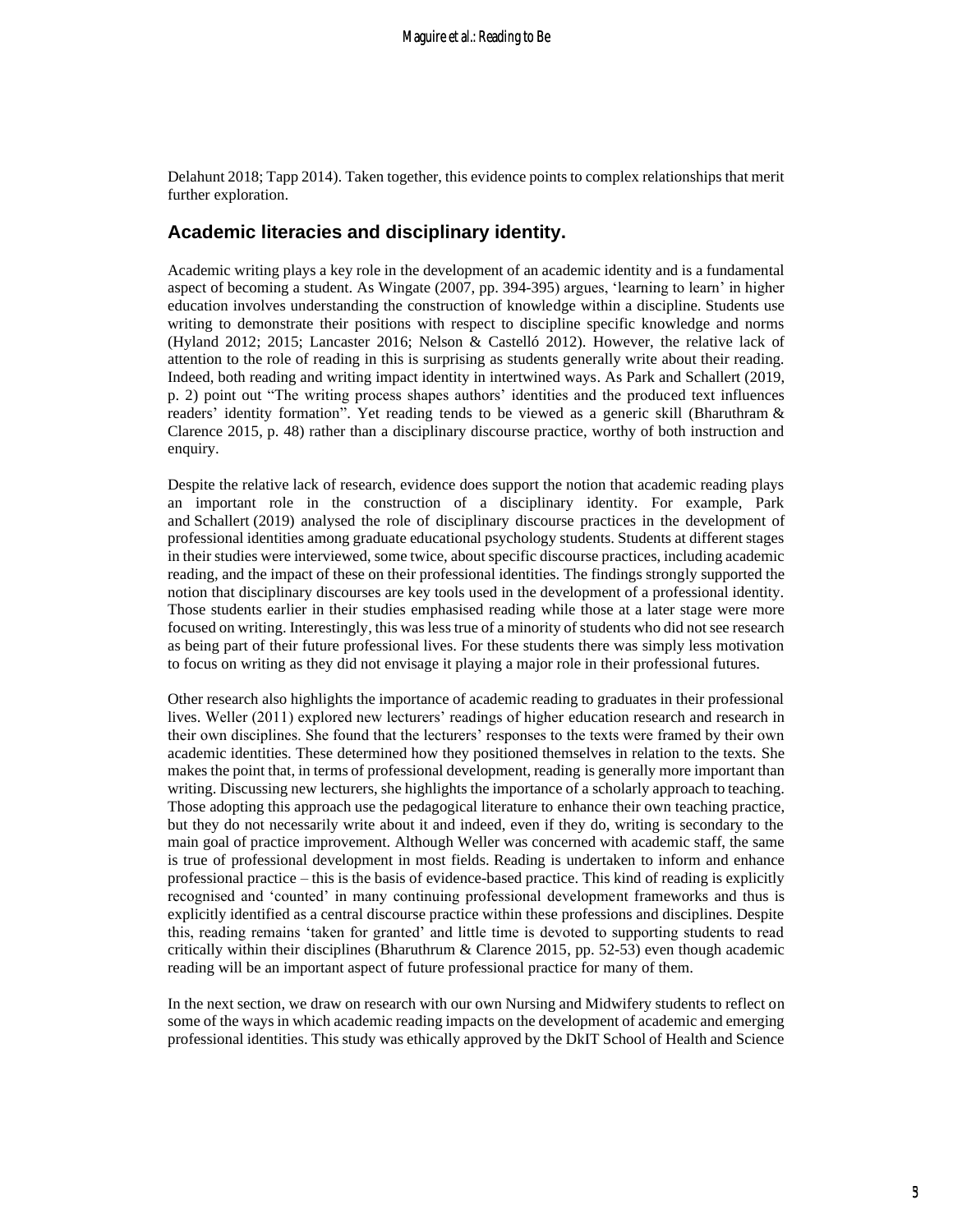Delahunt 2018; Tapp 2014). Taken together, this evidence points to complex relationships that merit further exploration.

## Academic literacies and disciplinary identity.

Academic writing plays a key role in the development of an academic identity and is a fundamental aspect of becoming a student. As Wingate (2007, pp. 394-395) argues, 'learning to learn' in higher education involves understanding the construction of knowledge within a discipline. Students use writing to demonstrate their positions with respect to discipline specific knowledge and norms (Hyland 2012; 2015; Lancaster 2016; Nelson & Castelló 2012). However, the relative lack of attention to the role of reading in this is surprising as students generally write about their reading. Indeed, both reading and writing impact identity in intertwined ways. As Park and Schallert (2019, p. 2) point out "The writing process shapes authors' identities and the produced text influences readers' identity formation". Yet reading tends to be viewed as a generic skill (Bharuthram & Clarence 2015, p. 48) rather than a disciplinary discourse practice, worthy of both instruction and enquiry.

Despite the relative lack of research, evidence does support the notion that academic reading plays an important role in the construction of a disciplinary identity. For example, Park and Schallert (2019) analysed the role of disciplinary discourse practices in the development of professional identities among graduate educational psychology students. Students at different stages in their studies were interviewed, some twice, about specific discourse practices, including academic reading, and the impact of these on their professional identities. The findings strongly supported the notion that disciplinary discourses are key tools used in the development of a professional identity. Those students earlier in their studies emphasised reading while those at a later stage were more focused on writing. Interestingly, this was less true of a minority of students who did not see research as being part of their future professional lives. For these students there was simply less motivation to focus on writing as they did not envisage it playing a major role in their professional futures.

Other research also highlights the importance of academic reading to graduates in their professional lives. Weller (2011) explored new lecturers' readings of higher education research and research in their own disciplines. She found that the lecturers' responses to the texts were framed by their own academic identities. These determined how they positioned themselves in relation to the texts. She makes the point that, in terms of professional development, reading is generally more important than writing. Discussing new lecturers, she highlights the importance of a scholarly approach to teaching. Those adopting this approach use the pedagogical literature to enhance their own teaching practice, but they do not necessarily write about it and indeed, even if they do, writing is secondary to the main goal of practice improvement. Although Weller was concerned with academic staff, the same is true of professional development in most fields. Reading is undertaken to inform and enhance professional practice – this is the basis of evidence-based practice. This kind of reading is explicitly recognised and 'counted' in many continuing professional development frameworks and thus is explicitly identified as a central discourse practice within these professions and disciplines. Despite this, reading remains 'taken for granted' and little time is devoted to supporting students to read critically within their disciplines (Bharuthrum & Clarence 2015, pp. 52-53) even though academic reading will be an important aspect of future professional practice for many of them.

In the next section, we draw on research with our own Nursing and Midwifery students to reflect on some of the ways in which academic reading impacts on the development of academic and emerging professional identities. This study was ethically approved by the DkIT School of Health and Science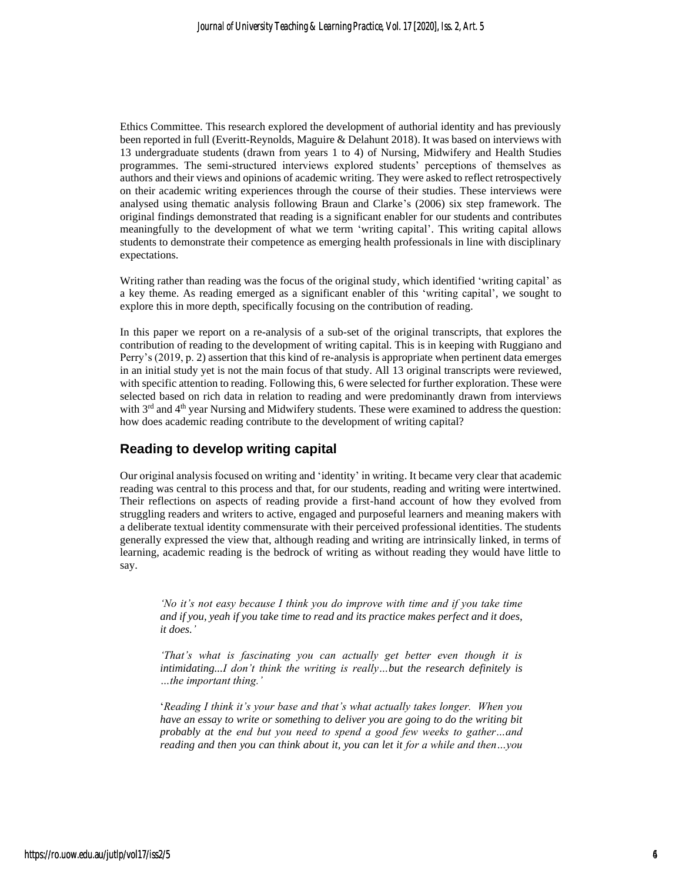Ethics Committee. This research explored the development of authorial identity and has previously been reported in full (Everitt-Reynolds, Maguire & Delahunt 2018). It was based on interviews with 13 undergraduate students (drawn from years 1 to 4) of Nursing, Midwifery and Health Studies programmes. The semi-structured interviews explored students' perceptions of themselves as authors and their views and opinions of academic writing. They were asked to reflect retrospectively on their academic writing experiences through the course of their studies. These interviews were analysed using thematic analysis following Braun and Clarke's (2006) six step framework. The original findings demonstrated that reading is a significant enabler for our students and contributes meaningfully to the development of what we term 'writing capital'. This writing capital allows students to demonstrate their competence as emerging health professionals in line with disciplinary expectations.

Writing rather than reading was the focus of the original study, which identified 'writing capital' as a key theme. As reading emerged as a significant enabler of this 'writing capital', we sought to explore this in more depth, specifically focusing on the contribution of reading.

In this paper we report on a re-analysis of a sub-set of the original transcripts, that explores the contribution of reading to the development of writing capital. This is in keeping with Ruggiano and Perry's (2019, p. 2) assertion that this kind of re-analysis is appropriate when pertinent data emerges in an initial study yet is not the main focus of that study. All 13 original transcripts were reviewed, with specific attention to reading. Following this, 6 were selected for further exploration. These were selected based on rich data in relation to reading and were predominantly drawn from interviews with 3rd and 4th year Nursing and Midwifery students. These were examined to address the question: how does academic reading contribute to the development of writing capital?

## Reading to develop writing capital

Our original analysis focused on writing and 'identity' in writing. It became very clear that academic reading was central to this process and that, for our students, reading and writing were intertwined. Their reflections on aspects of reading provide a first-hand account of how they evolved from struggling readers and writers to active, engaged and purposeful learners and meaning makers with a deliberate textual identity commensurate with their perceived professional identities. The students generally expressed the view that, although reading and writing are intrinsically linked, in terms of learning, academic reading is the bedrock of writing as without reading they would have little to say.

> *'No it's not easy because I think you do improve with time and if you take time and if you, yeah if you take time to read and its practice makes perfect and it does, it does.'*

> *'That's what is fascinating you can actually get better even though it is intimidating...I don't think the writing is really…but the research definitely is …the important thing.'*

> '*Reading I think it's your base and that's what actually takes longer. When you have an essay to write or something to deliver you are going to do the writing bit probably at the end but you need to spend a good few weeks to gather…and reading and then you can think about it, you can let it for a while and then…you*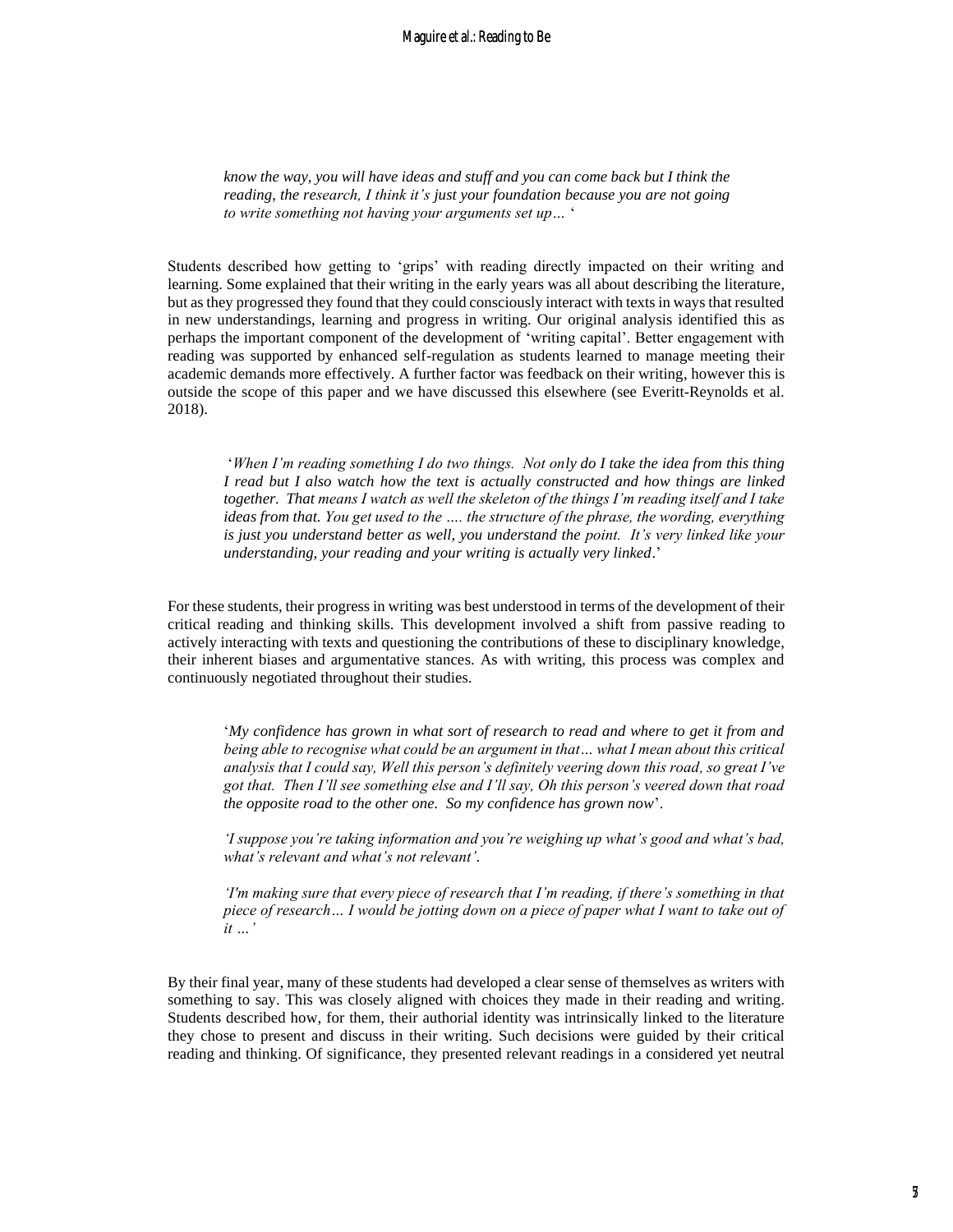*know the way, you will have ideas and stuff and you can come back but I think the reading, the research, I think it's just your foundation because you are not going to write something not having your arguments set up…* '

Students described how getting to 'grips' with reading directly impacted on their writing and learning. Some explained that their writing in the early years was all about describing the literature, but as they progressed they found that they could consciously interact with texts in ways that resulted in new understandings, learning and progress in writing. Our original analysis identified this as perhaps the important component of the development of 'writing capital'. Better engagement with reading was supported by enhanced self-regulation as students learned to manage meeting their academic demands more effectively. A further factor was feedback on their writing, however this is outside the scope of this paper and we have discussed this elsewhere (see Everitt-Reynolds et al. 2018).

> '*When I'm reading something I do two things. Not only do I take the idea from this thing I read but I also watch how the text is actually constructed and how things are linked together. That means I watch as well the skeleton of the things I'm reading itself and I take ideas from that. You get used to the …. the structure of the phrase, the wording, everything is just you understand better as well, you understand the point. It's very linked like your understanding, your reading and your writing is actually very linked*.'

For these students, their progress in writing was best understood in terms of the development of their critical reading and thinking skills. This development involved a shift from passive reading to actively interacting with texts and questioning the contributions of these to disciplinary knowledge, their inherent biases and argumentative stances. As with writing, this process was complex and continuously negotiated throughout their studies.

> '*My confidence has grown in what sort of research to read and where to get it from and being able to recognise what could be an argument in that… what I mean about this critical analysis that I could say, Well this person's definitely veering down this road, so great I've got that. Then I'll see something else and I'll say, Oh this person's veered down that road the opposite road to the other one. So my confidence has grown now*'.
>
> *'I suppose you're taking information and you're weighing up what's good and what's bad, what's relevant and what's not relevant'.*
>
> *'I'm making sure that every piece of research that I'm reading, if there's something in that piece of research… I would be jotting down on a piece of paper what I want to take out of it …'*

By their final year, many of these students had developed a clear sense of themselves as writers with something to say. This was closely aligned with choices they made in their reading and writing. Students described how, for them, their authorial identity was intrinsically linked to the literature they chose to present and discuss in their writing. Such decisions were guided by their critical reading and thinking. Of significance, they presented relevant readings in a considered yet neutral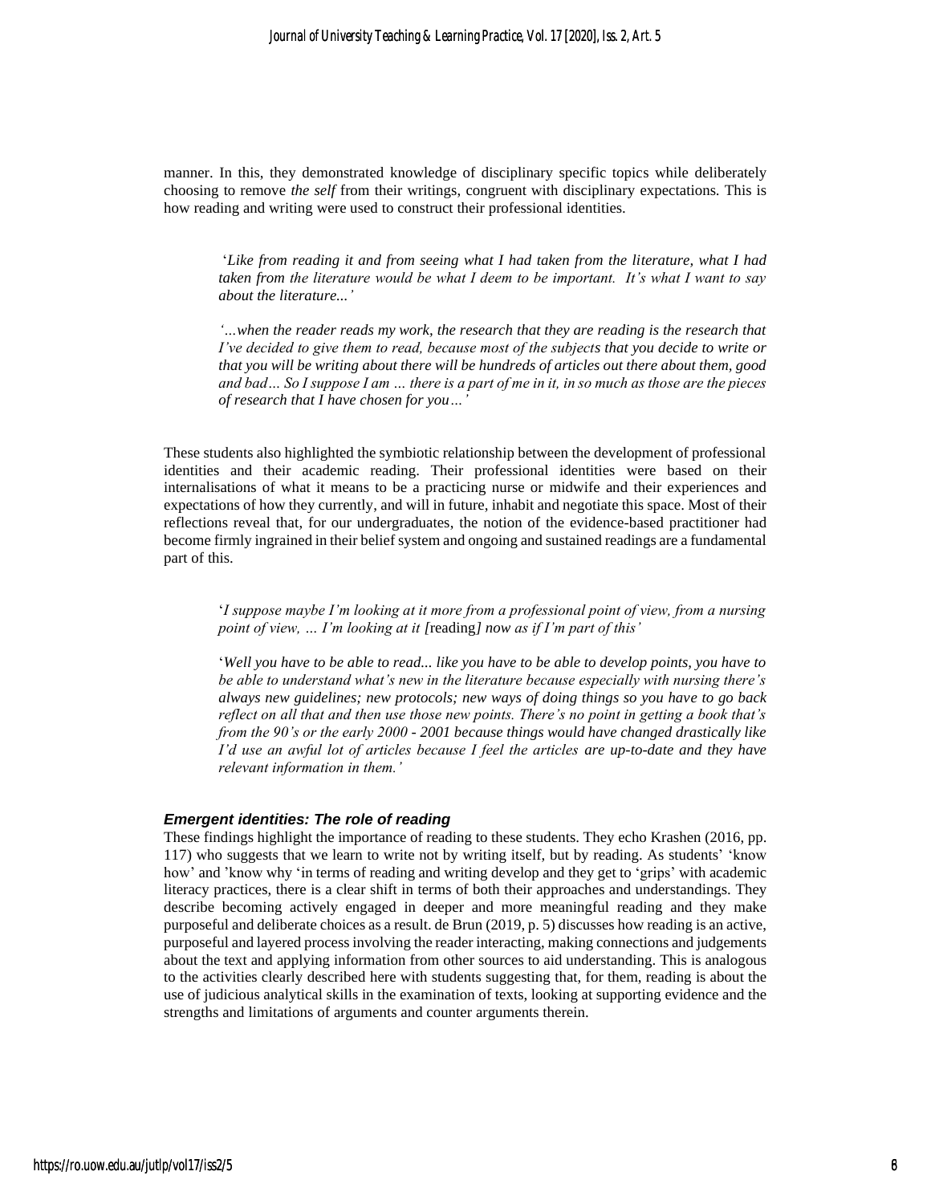manner. In this, they demonstrated knowledge of disciplinary specific topics while deliberately choosing to remove *the self* from their writings, congruent with disciplinary expectations. This is how reading and writing were used to construct their professional identities.

> '*Like from reading it and from seeing what I had taken from the literature, what I had taken from the literature would be what I deem to be important. It's what I want to say about the literature...*'
>
> '*…when the reader reads my work, the research that they are reading is the research that I've decided to give them to read, because most of the subjects that you decide to write or that you will be writing about there will be hundreds of articles out there about them, good and bad… So I suppose I am … there is a part of me in it, in so much as those are the pieces of research that I have chosen for you…*'

These students also highlighted the symbiotic relationship between the development of professional identities and their academic reading. Their professional identities were based on their internalisations of what it means to be a practicing nurse or midwife and their experiences and expectations of how they currently, and will in future, inhabit and negotiate this space. Most of their reflections reveal that, for our undergraduates, the notion of the evidence-based practitioner had become firmly ingrained in their belief system and ongoing and sustained readings are a fundamental part of this.

> '*I suppose maybe I'm looking at it more from a professional point of view, from a nursing point of view, … I'm looking at it [*reading*] now as if I'm part of this*'
>
> '*Well you have to be able to read... like you have to be able to develop points, you have to be able to understand what's new in the literature because especially with nursing there's always new guidelines; new protocols; new ways of doing things so you have to go back reflect on all that and then use those new points. There's no point in getting a book that's from the 90's or the early 2000 - 2001 because things would have changed drastically like I'd use an awful lot of articles because I feel the articles are up-to-date and they have relevant information in them.*'

### *Emergent identities: The role of reading*

These findings highlight the importance of reading to these students. They echo Krashen (2016, pp. 117) who suggests that we learn to write not by writing itself, but by reading. As students' 'know how' and 'know why 'in terms of reading and writing develop and they get to 'grips' with academic literacy practices, there is a clear shift in terms of both their approaches and understandings. They describe becoming actively engaged in deeper and more meaningful reading and they make purposeful and deliberate choices as a result. de Brun (2019, p. 5) discusses how reading is an active, purposeful and layered process involving the reader interacting, making connections and judgements about the text and applying information from other sources to aid understanding. This is analogous to the activities clearly described here with students suggesting that, for them, reading is about the use of judicious analytical skills in the examination of texts, looking at supporting evidence and the strengths and limitations of arguments and counter arguments therein.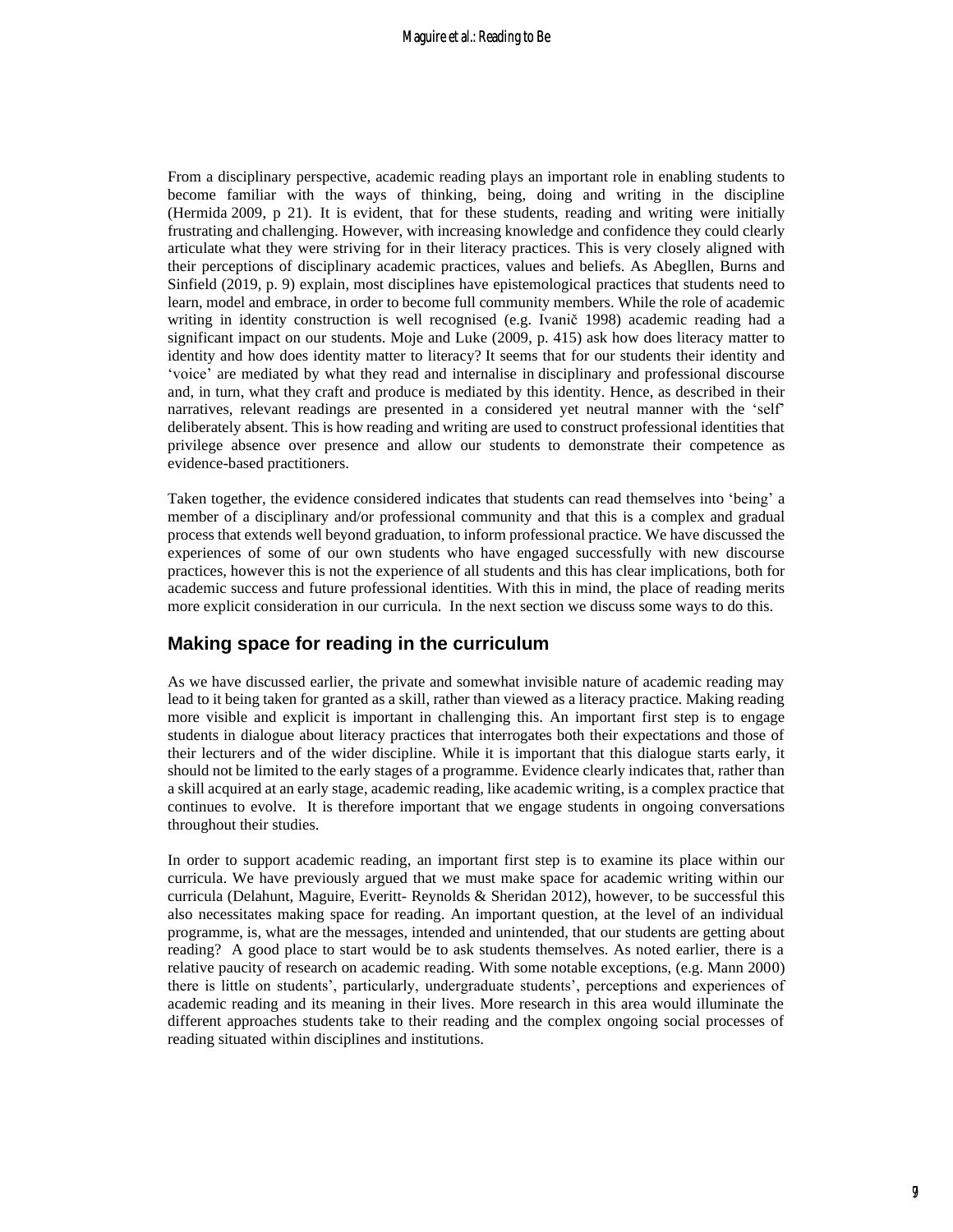From a disciplinary perspective, academic reading plays an important role in enabling students to become familiar with the ways of thinking, being, doing and writing in the discipline (Hermida 2009, p 21). It is evident, that for these students, reading and writing were initially frustrating and challenging. However, with increasing knowledge and confidence they could clearly articulate what they were striving for in their literacy practices. This is very closely aligned with their perceptions of disciplinary academic practices, values and beliefs. As Abegllen, Burns and Sinfield (2019, p. 9) explain, most disciplines have epistemological practices that students need to learn, model and embrace, in order to become full community members. While the role of academic writing in identity construction is well recognised (e.g. Ivanič 1998) academic reading had a significant impact on our students. Moje and Luke (2009, p. 415) ask how does literacy matter to identity and how does identity matter to literacy? It seems that for our students their identity and 'voice' are mediated by what they read and internalise in disciplinary and professional discourse and, in turn, what they craft and produce is mediated by this identity. Hence, as described in their narratives, relevant readings are presented in a considered yet neutral manner with the 'self' deliberately absent. This is how reading and writing are used to construct professional identities that privilege absence over presence and allow our students to demonstrate their competence as evidence-based practitioners.

Taken together, the evidence considered indicates that students can read themselves into 'being' a member of a disciplinary and/or professional community and that this is a complex and gradual process that extends well beyond graduation, to inform professional practice. We have discussed the experiences of some of our own students who have engaged successfully with new discourse practices, however this is not the experience of all students and this has clear implications, both for academic success and future professional identities. With this in mind, the place of reading merits more explicit consideration in our curricula. In the next section we discuss some ways to do this.

## Making space for reading in the curriculum

As we have discussed earlier, the private and somewhat invisible nature of academic reading may lead to it being taken for granted as a skill, rather than viewed as a literacy practice. Making reading more visible and explicit is important in challenging this. An important first step is to engage students in dialogue about literacy practices that interrogates both their expectations and those of their lecturers and of the wider discipline. While it is important that this dialogue starts early, it should not be limited to the early stages of a programme. Evidence clearly indicates that, rather than a skill acquired at an early stage, academic reading, like academic writing, is a complex practice that continues to evolve. It is therefore important that we engage students in ongoing conversations throughout their studies.

In order to support academic reading, an important first step is to examine its place within our curricula. We have previously argued that we must make space for academic writing within our curricula (Delahunt, Maguire, Everitt- Reynolds & Sheridan 2012), however, to be successful this also necessitates making space for reading. An important question, at the level of an individual programme, is, what are the messages, intended and unintended, that our students are getting about reading? A good place to start would be to ask students themselves. As noted earlier, there is a relative paucity of research on academic reading. With some notable exceptions, (e.g. Mann 2000) there is little on students', particularly, undergraduate students', perceptions and experiences of academic reading and its meaning in their lives. More research in this area would illuminate the different approaches students take to their reading and the complex ongoing social processes of reading situated within disciplines and institutions.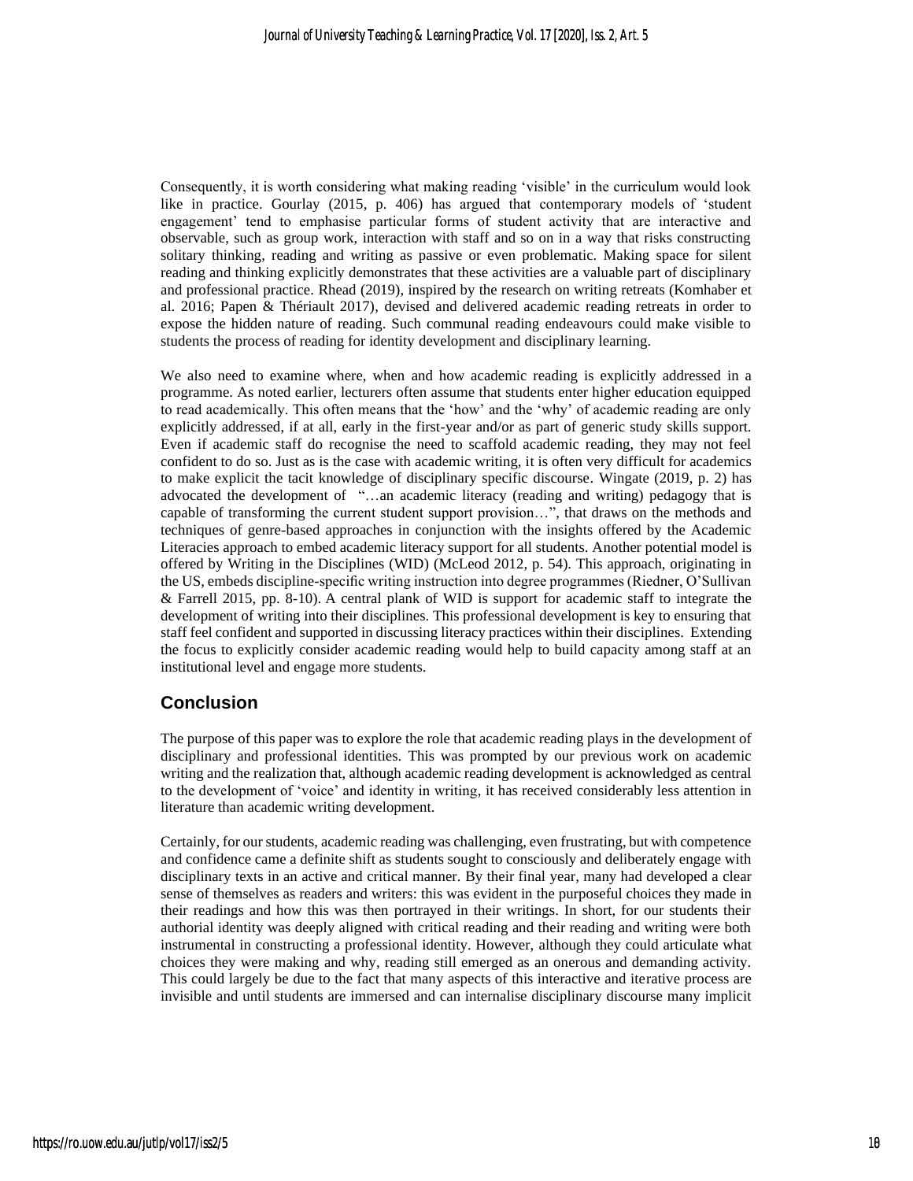Consequently, it is worth considering what making reading 'visible' in the curriculum would look like in practice. Gourlay (2015, p. 406) has argued that contemporary models of 'student engagement' tend to emphasise particular forms of student activity that are interactive and observable, such as group work, interaction with staff and so on in a way that risks constructing solitary thinking, reading and writing as passive or even problematic. Making space for silent reading and thinking explicitly demonstrates that these activities are a valuable part of disciplinary and professional practice. Rhead (2019), inspired by the research on writing retreats (Kornhaber et al. 2016; Papen & Thériault 2017), devised and delivered academic reading retreats in order to expose the hidden nature of reading. Such communal reading endeavours could make visible to students the process of reading for identity development and disciplinary learning.

We also need to examine where, when and how academic reading is explicitly addressed in a programme. As noted earlier, lecturers often assume that students enter higher education equipped to read academically. This often means that the 'how' and the 'why' of academic reading are only explicitly addressed, if at all, early in the first-year and/or as part of generic study skills support. Even if academic staff do recognise the need to scaffold academic reading, they may not feel confident to do so. Just as is the case with academic writing, it is often very difficult for academics to make explicit the tacit knowledge of disciplinary specific discourse. Wingate (2019, p. 2) has advocated the development of "…an academic literacy (reading and writing) pedagogy that is capable of transforming the current student support provision…", that draws on the methods and techniques of genre-based approaches in conjunction with the insights offered by the Academic Literacies approach to embed academic literacy support for all students. Another potential model is offered by Writing in the Disciplines (WID) (McLeod 2012, p. 54). This approach, originating in the US, embeds discipline-specific writing instruction into degree programmes (Riedner, O'Sullivan & Farrell 2015, pp. 8-10). A central plank of WID is support for academic staff to integrate the development of writing into their disciplines. This professional development is key to ensuring that staff feel confident and supported in discussing literacy practices within their disciplines. Extending the focus to explicitly consider academic reading would help to build capacity among staff at an institutional level and engage more students.

## Conclusion

The purpose of this paper was to explore the role that academic reading plays in the development of disciplinary and professional identities. This was prompted by our previous work on academic writing and the realization that, although academic reading development is acknowledged as central to the development of 'voice' and identity in writing, it has received considerably less attention in literature than academic writing development.

Certainly, for our students, academic reading was challenging, even frustrating, but with competence and confidence came a definite shift as students sought to consciously and deliberately engage with disciplinary texts in an active and critical manner. By their final year, many had developed a clear sense of themselves as readers and writers: this was evident in the purposeful choices they made in their readings and how this was then portrayed in their writings. In short, for our students their authorial identity was deeply aligned with critical reading and their reading and writing were both instrumental in constructing a professional identity. However, although they could articulate what choices they were making and why, reading still emerged as an onerous and demanding activity. This could largely be due to the fact that many aspects of this interactive and iterative process are invisible and until students are immersed and can internalise disciplinary discourse many implicit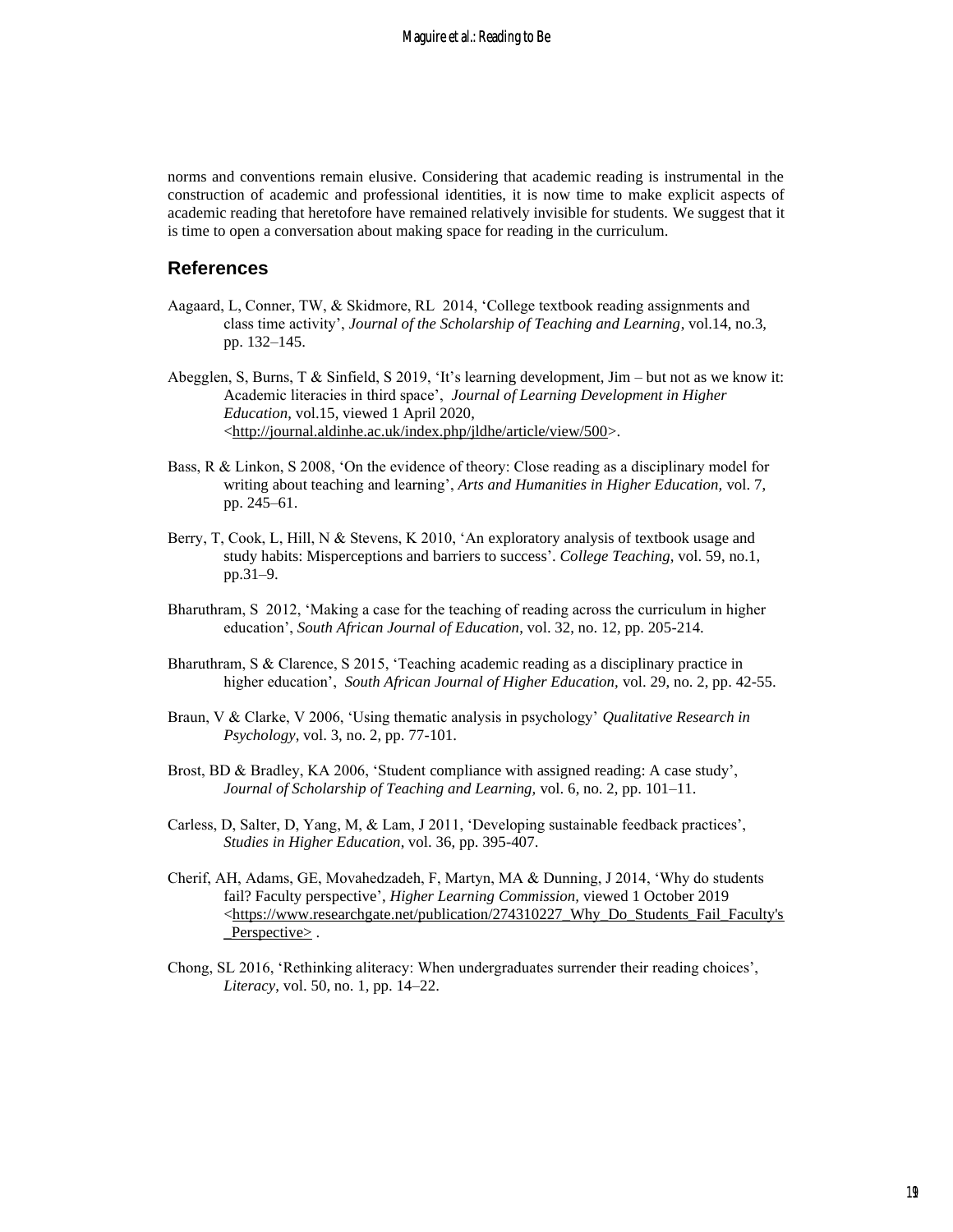norms and conventions remain elusive. Considering that academic reading is instrumental in the construction of academic and professional identities, it is now time to make explicit aspects of academic reading that heretofore have remained relatively invisible for students. We suggest that it is time to open a conversation about making space for reading in the curriculum.

## References

Aagaard, L, Conner, TW, & Skidmore, RL 2014, 'College textbook reading assignments and class time activity', *Journal of the Scholarship of Teaching and Learning*, vol.14, no.3, pp. 132–145.

Abegglen, S, Burns, T & Sinfield, S 2019, 'It's learning development, Jim – but not as we know it: Academic literacies in third space', *Journal of Learning Development in Higher Education*, vol.15, viewed 1 April 2020, <http://journal.aldinhe.ac.uk/index.php/jldhe/article/view/500>.

Bass, R & Linkon, S 2008, 'On the evidence of theory: Close reading as a disciplinary model for writing about teaching and learning', *Arts and Humanities in Higher Education,* vol. 7, pp. 245–61.

Berry, T, Cook, L, Hill, N & Stevens, K 2010, 'An exploratory analysis of textbook usage and study habits: Misperceptions and barriers to success'. *College Teaching,* vol. 59, no.1, pp.31–9.

Bharuthram, S 2012, 'Making a case for the teaching of reading across the curriculum in higher education', *South African Journal of Education*, vol. 32, no. 12, pp. 205-214.

Bharuthram, S & Clarence, S 2015, 'Teaching academic reading as a disciplinary practice in higher education', *South African Journal of Higher Education,* vol. 29, no. 2, pp. 42-55.

Braun, V & Clarke, V 2006, 'Using thematic analysis in psychology' *Qualitative Research in Psychology*, vol. 3, no. 2, pp. 77-101.

Brost, BD & Bradley, KA 2006, 'Student compliance with assigned reading: A case study', *Journal of Scholarship of Teaching and Learning,* vol. 6, no. 2, pp. 101–11.

Carless, D, Salter, D, Yang, M, & Lam, J 2011, 'Developing sustainable feedback practices', *Studies in Higher Education*, vol. 36, pp. 395-407.

Cherif, AH, Adams, GE, Movahedzadeh, F, Martyn, MA & Dunning, J 2014, 'Why do students fail? Faculty perspective', *Higher Learning Commission,* viewed 1 October 2019 <https://www.researchgate.net/publication/274310227_Why_Do_Students_Fail_Faculty's_Perspective> .

Chong, SL 2016, 'Rethinking aliteracy: When undergraduates surrender their reading choices', *Literacy*, vol. 50, no. 1, pp. 14–22.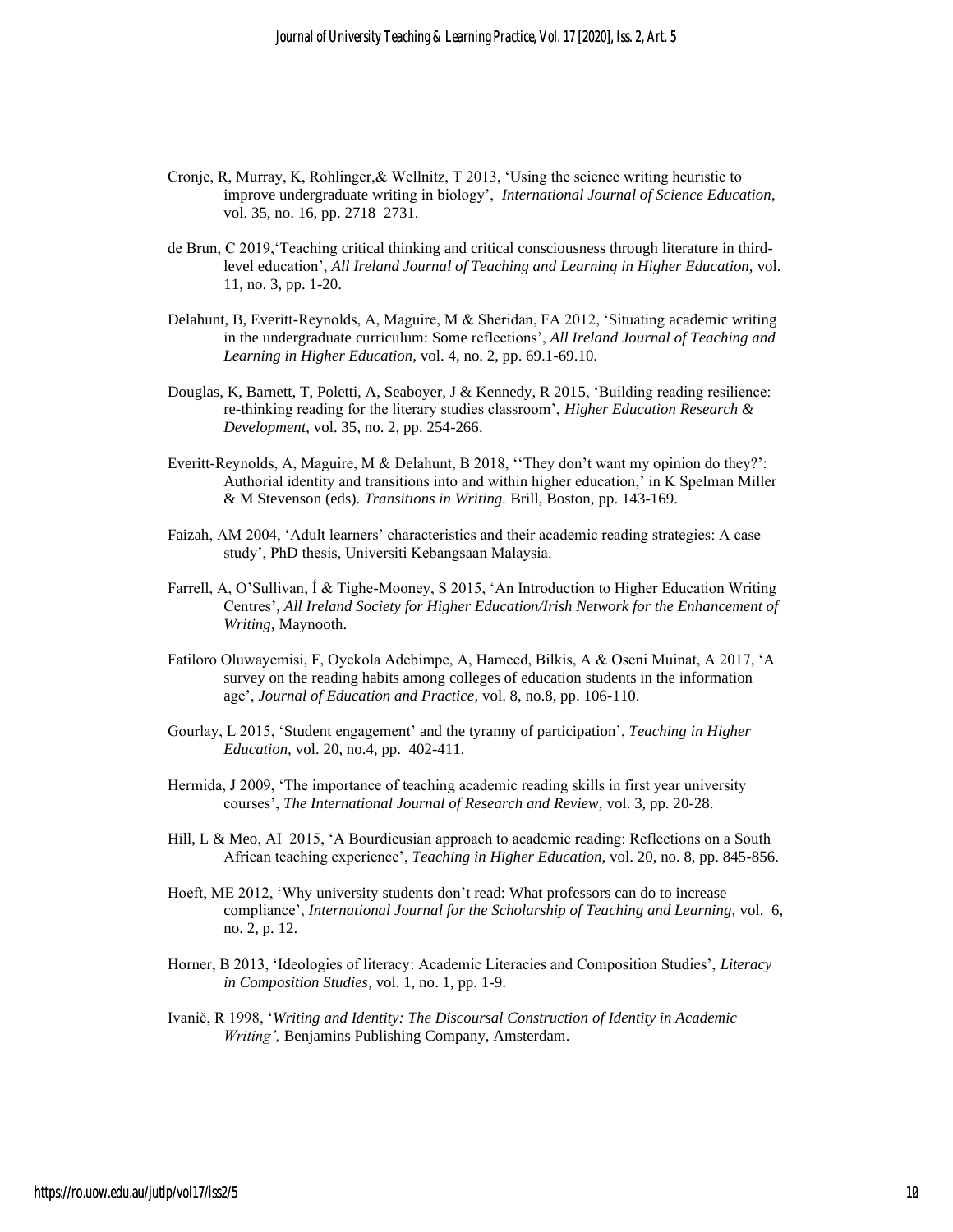Cronje, R, Murray, K, Rohlinger,& Wellnitz, T 2013, 'Using the science writing heuristic to improve undergraduate writing in biology', *International Journal of Science Education*, vol. 35, no. 16, pp. 2718–2731.

de Brun, C 2019,'Teaching critical thinking and critical consciousness through literature in third-level education', *All Ireland Journal of Teaching and Learning in Higher Education,* vol. 11, no. 3, pp. 1-20.

Delahunt, B, Everitt-Reynolds, A, Maguire, M & Sheridan, FA 2012, 'Situating academic writing in the undergraduate curriculum: Some reflections', *All Ireland Journal of Teaching and Learning in Higher Education,* vol. 4, no. 2, pp. 69.1-69.10.

Douglas, K, Barnett, T, Poletti, A, Seaboyer, J & Kennedy, R 2015, 'Building reading resilience: re-thinking reading for the literary studies classroom', *Higher Education Research & Development*, vol. 35, no. 2, pp. 254-266.

Everitt-Reynolds, A, Maguire, M & Delahunt, B 2018, ''They don't want my opinion do they?': Authorial identity and transitions into and within higher education,' in K Spelman Miller & M Stevenson (eds). *Transitions in Writing.* Brill, Boston, pp. 143-169.

Faizah, AM 2004, 'Adult learners' characteristics and their academic reading strategies: A case study', PhD thesis, Universiti Kebangsaan Malaysia.

Farrell, A, O'Sullivan, Í & Tighe-Mooney, S 2015, 'An Introduction to Higher Education Writing Centres', *All Ireland Society for Higher Education/Irish Network for the Enhancement of Writing*, Maynooth.

Fatiloro Oluwayemisi, F, Oyekola Adebimpe, A, Hameed, Bilkis, A & Oseni Muinat, A 2017, 'A survey on the reading habits among colleges of education students in the information age', *Journal of Education and Practice,* vol. 8, no.8, pp. 106-110.

Gourlay, L 2015, 'Student engagement' and the tyranny of participation', *Teaching in Higher Education,* vol. 20, no.4, pp. 402-411.

Hermida, J 2009, 'The importance of teaching academic reading skills in first year university courses', *The International Journal of Research and Review*, vol. 3, pp. 20-28.

Hill, L & Meo, AI 2015, 'A Bourdieusian approach to academic reading: Reflections on a South African teaching experience', *Teaching in Higher Education,* vol. 20, no. 8, pp. 845-856.

Hoeft, ME 2012, 'Why university students don't read: What professors can do to increase compliance', *International Journal for the Scholarship of Teaching and Learning,* vol. 6, no. 2, p. 12.

Horner, B 2013, 'Ideologies of literacy: Academic Literacies and Composition Studies', *Literacy in Composition Studies*, vol. 1, no. 1, pp. 1-9.

Ivanič, R 1998, '*Writing and Identity: The Discoursal Construction of Identity in Academic Writing',* Benjamins Publishing Company, Amsterdam.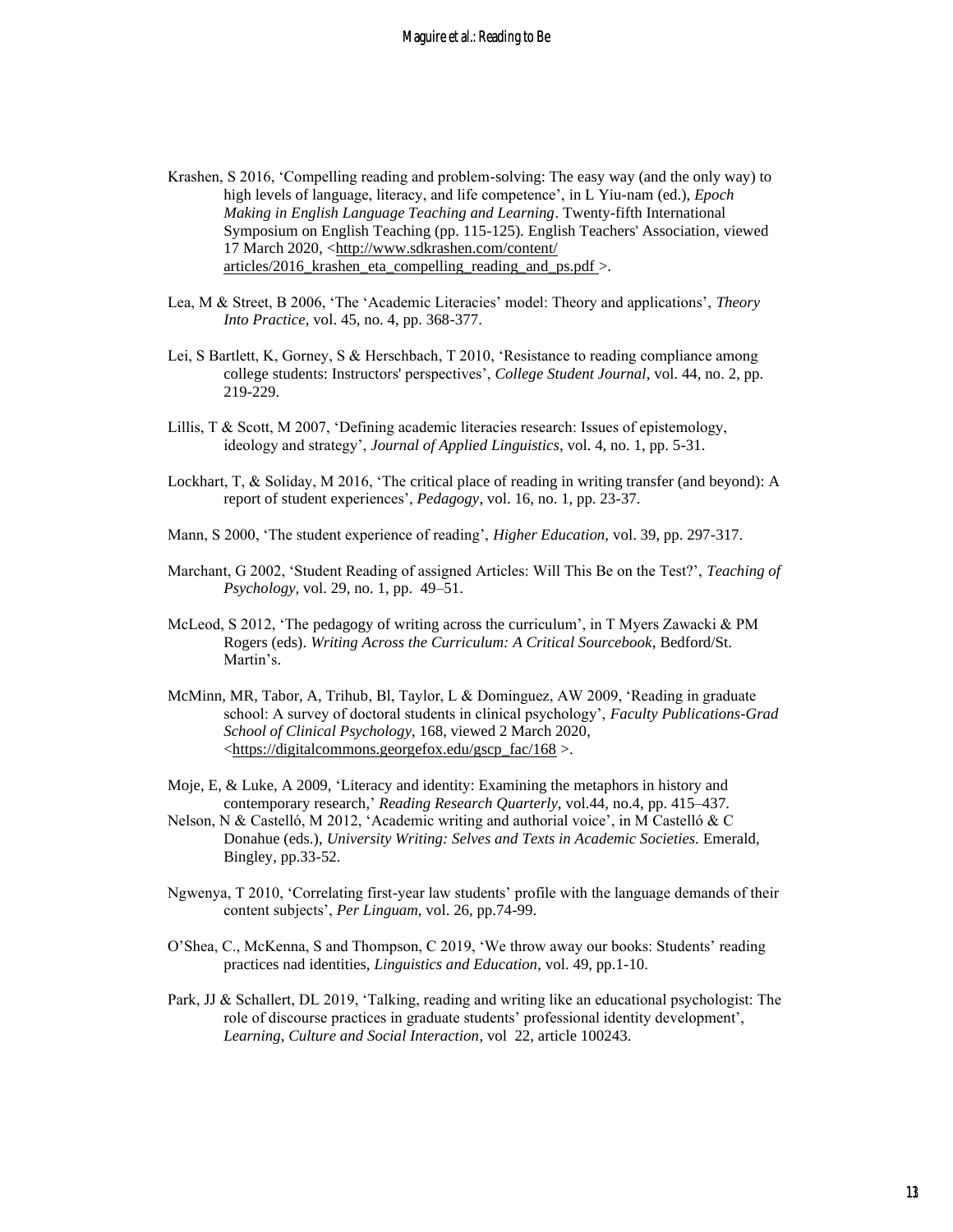Krashen, S 2016, 'Compelling reading and problem-solving: The easy way (and the only way) to high levels of language, literacy, and life competence', in L Yiu-nam (ed.), *Epoch Making in English Language Teaching and Learning*. Twenty-fifth International Symposium on English Teaching (pp. 115-125). English Teachers' Association, viewed 17 March 2020, <http://www.sdkrashen.com/content/articles/2016_krashen_eta_compelling_reading_and_ps.pdf >.

Lea, M & Street, B 2006, 'The 'Academic Literacies' model: Theory and applications', *Theory Into Practice,* vol. 45, no. 4, pp. 368-377.

Lei, S Bartlett, K, Gorney, S & Herschbach, T 2010, 'Resistance to reading compliance among college students: Instructors' perspectives', *College Student Journal*, vol. 44, no. 2, pp. 219-229.

Lillis, T & Scott, M 2007, 'Defining academic literacies research: Issues of epistemology, ideology and strategy', *Journal of Applied Linguistics*, vol. 4, no. 1, pp. 5-31.

Lockhart, T, & Soliday, M 2016, 'The critical place of reading in writing transfer (and beyond): A report of student experiences', *Pedagogy*, vol. 16, no. 1, pp. 23-37.

Mann, S 2000, 'The student experience of reading', *Higher Education*, vol. 39, pp. 297-317.

Marchant, G 2002, 'Student Reading of assigned Articles: Will This Be on the Test?', *Teaching of Psychology,* vol. 29, no. 1, pp. 49–51.

McLeod, S 2012, 'The pedagogy of writing across the curriculum', in T Myers Zawacki & PM Rogers (eds). *Writing Across the Curriculum: A Critical Sourcebook*, Bedford/St. Martin's.

McMinn, MR, Tabor, A, Trihub, Bl, Taylor, L & Dominguez, AW 2009, 'Reading in graduate school: A survey of doctoral students in clinical psychology', *Faculty Publications-Grad School of Clinical Psychology*, 168, viewed 2 March 2020, <https://digitalcommons.georgefox.edu/gscp_fac/168 >.

Moje, E, & Luke, A 2009, 'Literacy and identity: Examining the metaphors in history and contemporary research,' *Reading Research Quarterly*, vol.44, no.4, pp. 415–437.

Nelson, N & Castelló, M 2012, 'Academic writing and authorial voice', in M Castelló & C Donahue (eds.), *University Writing: Selves and Texts in Academic Societies.* Emerald, Bingley, pp.33-52.

Ngwenya, T 2010, 'Correlating first-year law students' profile with the language demands of their content subjects', *Per Linguam*, vol. 26, pp.74-99.

O'Shea, C., McKenna, S and Thompson, C 2019, 'We throw away our books: Students' reading practices nad identities, *Linguistics and Education*, vol. 49, pp.1-10.

Park, JJ & Schallert, DL 2019, 'Talking, reading and writing like an educational psychologist: The role of discourse practices in graduate students' professional identity development', *Learning, Culture and Social Interaction*, vol 22, article 100243.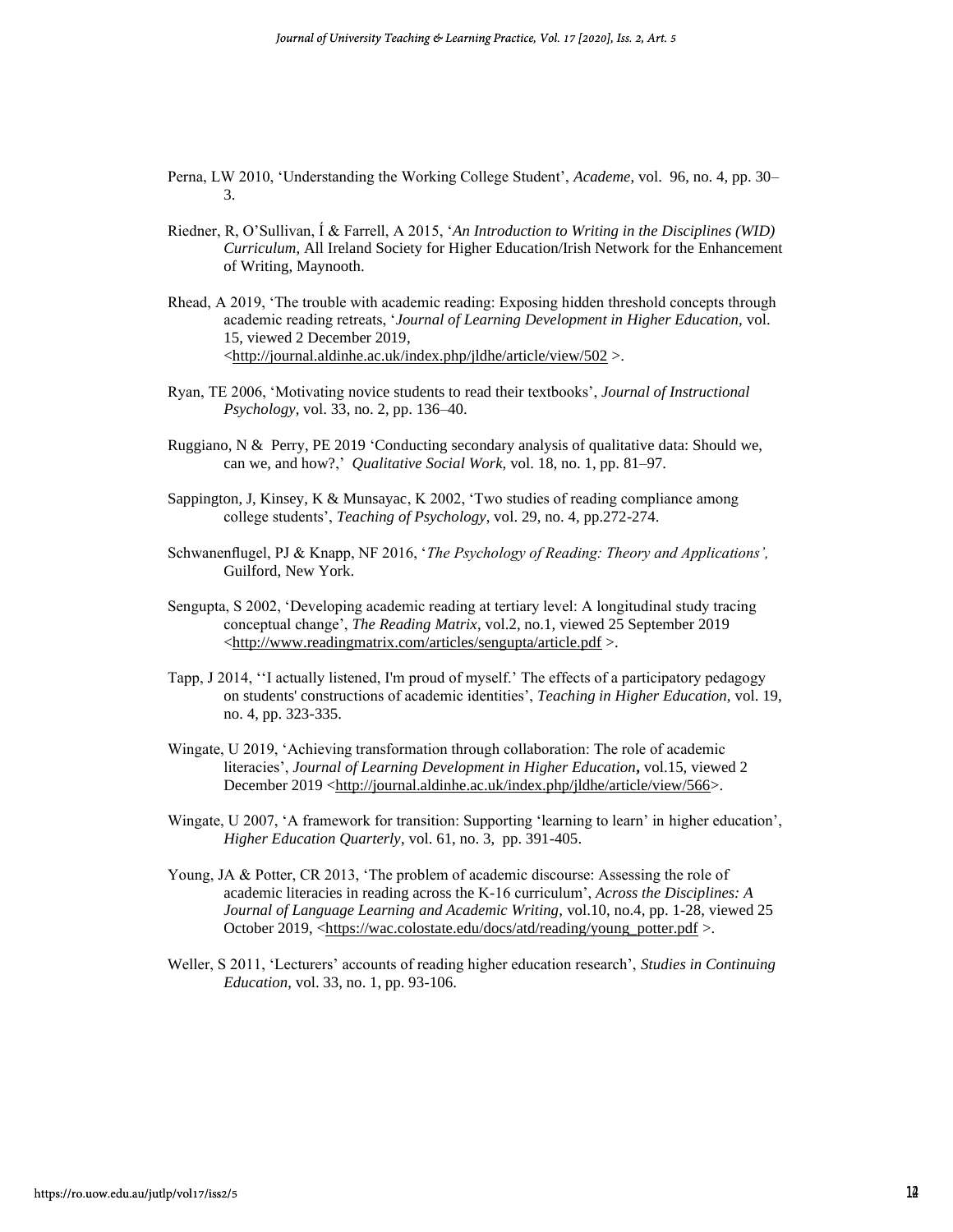Perna, LW 2010, 'Understanding the Working College Student', *Academe*, vol. 96, no. 4, pp. 30–3.

Riedner, R, O'Sullivan, Í & Farrell, A 2015, '*An Introduction to Writing in the Disciplines (WID) Curriculum*, All Ireland Society for Higher Education/Irish Network for the Enhancement of Writing, Maynooth.

Rhead, A 2019, 'The trouble with academic reading: Exposing hidden threshold concepts through academic reading retreats, '*Journal of Learning Development in Higher Education,* vol. 15, viewed 2 December 2019, <http://journal.aldinhe.ac.uk/index.php/jldhe/article/view/502 >.

Ryan, TE 2006, 'Motivating novice students to read their textbooks', *Journal of Instructional Psychology*, vol. 33, no. 2, pp. 136–40.

Ruggiano, N & Perry, PE 2019 'Conducting secondary analysis of qualitative data: Should we, can we, and how?,' *Qualitative Social Work,* vol. 18, no. 1, pp. 81–97.

Sappington, J, Kinsey, K & Munsayac, K 2002, 'Two studies of reading compliance among college students', *Teaching of Psychology*, vol. 29, no. 4, pp.272-274.

Schwanenflugel, PJ & Knapp, NF 2016, '*The Psychology of Reading: Theory and Applications',* Guilford, New York.

Sengupta, S 2002, 'Developing academic reading at tertiary level: A longitudinal study tracing conceptual change', *The Reading Matrix*, vol.2, no.1, viewed 25 September 2019 <http://www.readingmatrix.com/articles/sengupta/article.pdf >.

Tapp, J 2014, ''I actually listened, I'm proud of myself.' The effects of a participatory pedagogy on students' constructions of academic identities', *Teaching in Higher Education,* vol. 19, no. 4, pp. 323-335.

Wingate, U 2019, 'Achieving transformation through collaboration: The role of academic literacies', *Journal of Learning Development in Higher Education***,** vol.15, viewed 2 December 2019 <http://journal.aldinhe.ac.uk/index.php/jldhe/article/view/566>.

Wingate, U 2007, 'A framework for transition: Supporting 'learning to learn' in higher education', *Higher Education Quarterly*, vol. 61, no. 3, pp. 391-405.

Young, JA & Potter, CR 2013, 'The problem of academic discourse: Assessing the role of academic literacies in reading across the K-16 curriculum', *Across the Disciplines: A Journal of Language Learning and Academic Writing,* vol.10, no.4, pp. 1-28, viewed 25 October 2019, <https://wac.colostate.edu/docs/atd/reading/young_potter.pdf >.

Weller, S 2011, 'Lecturers' accounts of reading higher education research', *Studies in Continuing Education*, vol. 33, no. 1, pp. 93-106.